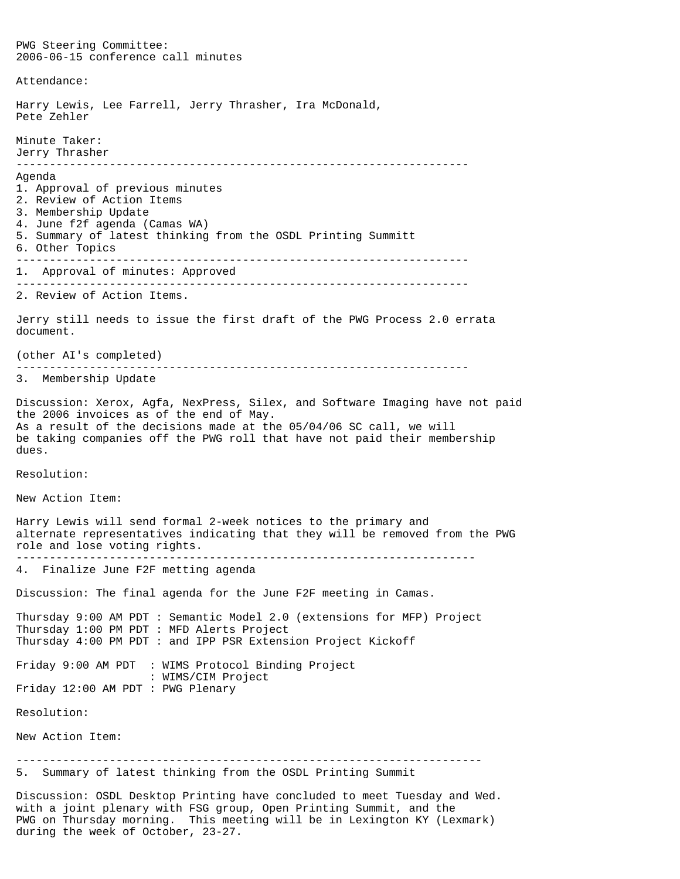PWG Steering Committee:
2006-06-15 conference call minutes

Attendance:

Harry Lewis, Lee Farrell, Jerry Thrasher, Ira McDonald,
Pete Zehler

Minute Taker:
Jerry Thrasher

---

Agenda

1. Approval of previous minutes
2. Review of Action Items
3. Membership Update
4. June f2f agenda (Camas WA)
5. Summary of latest thinking from the OSDL Printing Summitt
6. Other Topics

---

1. Approval of minutes: Approved

---

2. Review of Action Items.

Jerry still needs to issue the first draft of the PWG Process 2.0 errata document.

(other AI's completed)

---

3. Membership Update

Discussion: Xerox, Agfa, NexPress, Silex, and Software Imaging have not paid the 2006 invoices as of the end of May.
As a result of the decisions made at the 05/04/06 SC call, we will be taking companies off the PWG roll that have not paid their membership dues.

Resolution:

New Action Item:

Harry Lewis will send formal 2-week notices to the primary and alternate representatives indicating that they will be removed from the PWG role and lose voting rights.

---

4. Finalize June F2F metting agenda

Discussion: The final agenda for the June F2F meeting in Camas.

```
Thursday 9:00 AM PDT : Semantic Model 2.0 (extensions for MFP) Project
Thursday 1:00 PM PDT : MFD Alerts Project
Thursday 4:00 PM PDT : and IPP PSR Extension Project Kickoff

Friday 9:00 AM PDT  : WIMS Protocol Binding Project
                    : WIMS/CIM Project
Friday 12:00 AM PDT : PWG Plenary
```

Resolution:

New Action Item:

---

5. Summary of latest thinking from the OSDL Printing Summit

Discussion: OSDL Desktop Printing have concluded to meet Tuesday and Wed. with a joint plenary with FSG group, Open Printing Summit, and the PWG on Thursday morning. This meeting will be in Lexington KY (Lexmark) during the week of October, 23-27.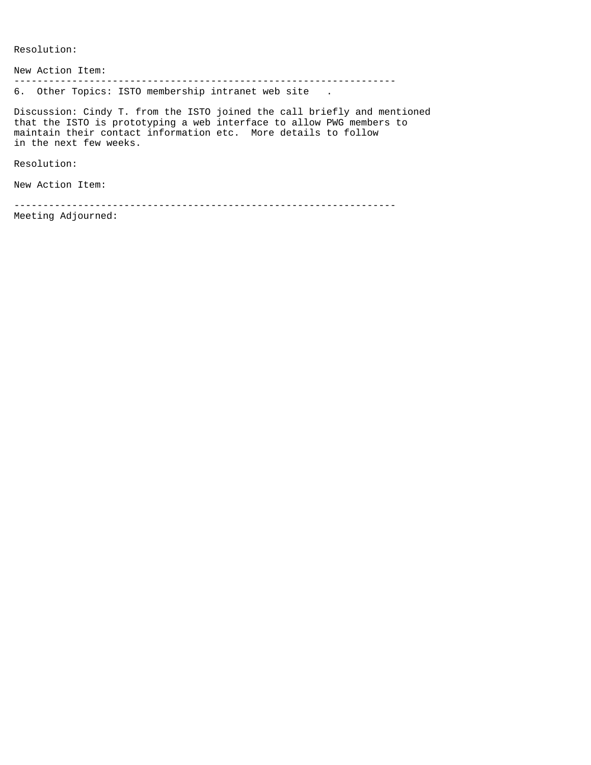Resolution:

New Action Item:

-----------------------------------------------------------------

6. Other Topics: ISTO membership intranet web site .

Discussion: Cindy T. from the ISTO joined the call briefly and mentioned that the ISTO is prototyping a web interface to allow PWG members to maintain their contact information etc. More details to follow in the next few weeks.

Resolution:

New Action Item:

-----------------------------------------------------------------

Meeting Adjourned: